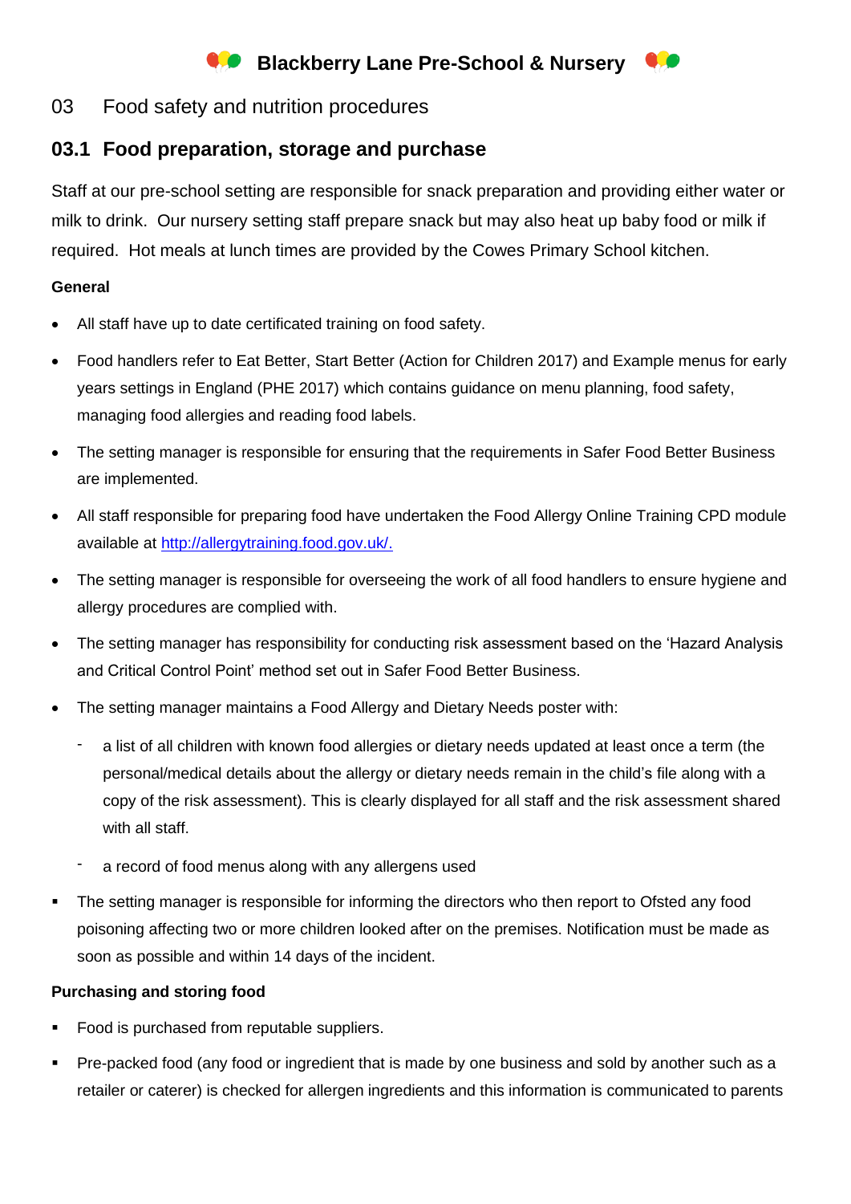# Blackberry Lane Pre-School & Nursery

## 03 Food safety and nutrition procedures

### 03.1 Food preparation, storage and purchase

Staff at our pre-school setting are responsible for snack preparation and providing either water or milk to drink. Our nursery setting staff prepare snack but may also heat up baby food or milk if required. Hot meals at lunch times are provided by the Cowes Primary School kitchen.

**General**

- All staff have up to date certificated training on food safety.
- Food handlers refer to Eat Better, Start Better (Action for Children 2017) and Example menus for early years settings in England (PHE 2017) which contains guidance on menu planning, food safety, managing food allergies and reading food labels.
- The setting manager is responsible for ensuring that the requirements in Safer Food Better Business are implemented.
- All staff responsible for preparing food have undertaken the Food Allergy Online Training CPD module available at [http://allergytraining.food.gov.uk/.](http://allergytraining.food.gov.uk/)
- The setting manager is responsible for overseeing the work of all food handlers to ensure hygiene and allergy procedures are complied with.
- The setting manager has responsibility for conducting risk assessment based on the 'Hazard Analysis and Critical Control Point' method set out in Safer Food Better Business.
- The setting manager maintains a Food Allergy and Dietary Needs poster with:
  - a list of all children with known food allergies or dietary needs updated at least once a term (the personal/medical details about the allergy or dietary needs remain in the child's file along with a copy of the risk assessment). This is clearly displayed for all staff and the risk assessment shared with all staff.
  - a record of food menus along with any allergens used
- The setting manager is responsible for informing the directors who then report to Ofsted any food poisoning affecting two or more children looked after on the premises. Notification must be made as soon as possible and within 14 days of the incident.

**Purchasing and storing food**

- Food is purchased from reputable suppliers.
- Pre-packed food (any food or ingredient that is made by one business and sold by another such as a retailer or caterer) is checked for allergen ingredients and this information is communicated to parents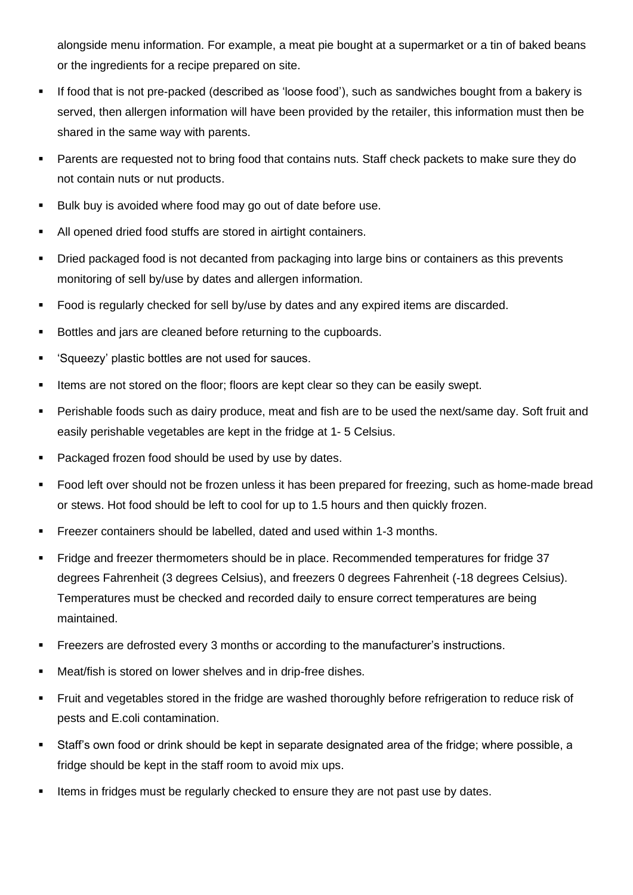alongside menu information. For example, a meat pie bought at a supermarket or a tin of baked beans or the ingredients for a recipe prepared on site.

- If food that is not pre-packed (described as 'loose food'), such as sandwiches bought from a bakery is served, then allergen information will have been provided by the retailer, this information must then be shared in the same way with parents.
- Parents are requested not to bring food that contains nuts. Staff check packets to make sure they do not contain nuts or nut products.
- Bulk buy is avoided where food may go out of date before use.
- All opened dried food stuffs are stored in airtight containers.
- Dried packaged food is not decanted from packaging into large bins or containers as this prevents monitoring of sell by/use by dates and allergen information.
- Food is regularly checked for sell by/use by dates and any expired items are discarded.
- Bottles and jars are cleaned before returning to the cupboards.
- 'Squeezy' plastic bottles are not used for sauces.
- Items are not stored on the floor; floors are kept clear so they can be easily swept.
- Perishable foods such as dairy produce, meat and fish are to be used the next/same day. Soft fruit and easily perishable vegetables are kept in the fridge at 1- 5 Celsius.
- Packaged frozen food should be used by use by dates.
- Food left over should not be frozen unless it has been prepared for freezing, such as home-made bread or stews. Hot food should be left to cool for up to 1.5 hours and then quickly frozen.
- Freezer containers should be labelled, dated and used within 1-3 months.
- Fridge and freezer thermometers should be in place. Recommended temperatures for fridge 37 degrees Fahrenheit (3 degrees Celsius), and freezers 0 degrees Fahrenheit (-18 degrees Celsius). Temperatures must be checked and recorded daily to ensure correct temperatures are being maintained.
- Freezers are defrosted every 3 months or according to the manufacturer's instructions.
- Meat/fish is stored on lower shelves and in drip-free dishes.
- Fruit and vegetables stored in the fridge are washed thoroughly before refrigeration to reduce risk of pests and E.coli contamination.
- Staff's own food or drink should be kept in separate designated area of the fridge; where possible, a fridge should be kept in the staff room to avoid mix ups.
- Items in fridges must be regularly checked to ensure they are not past use by dates.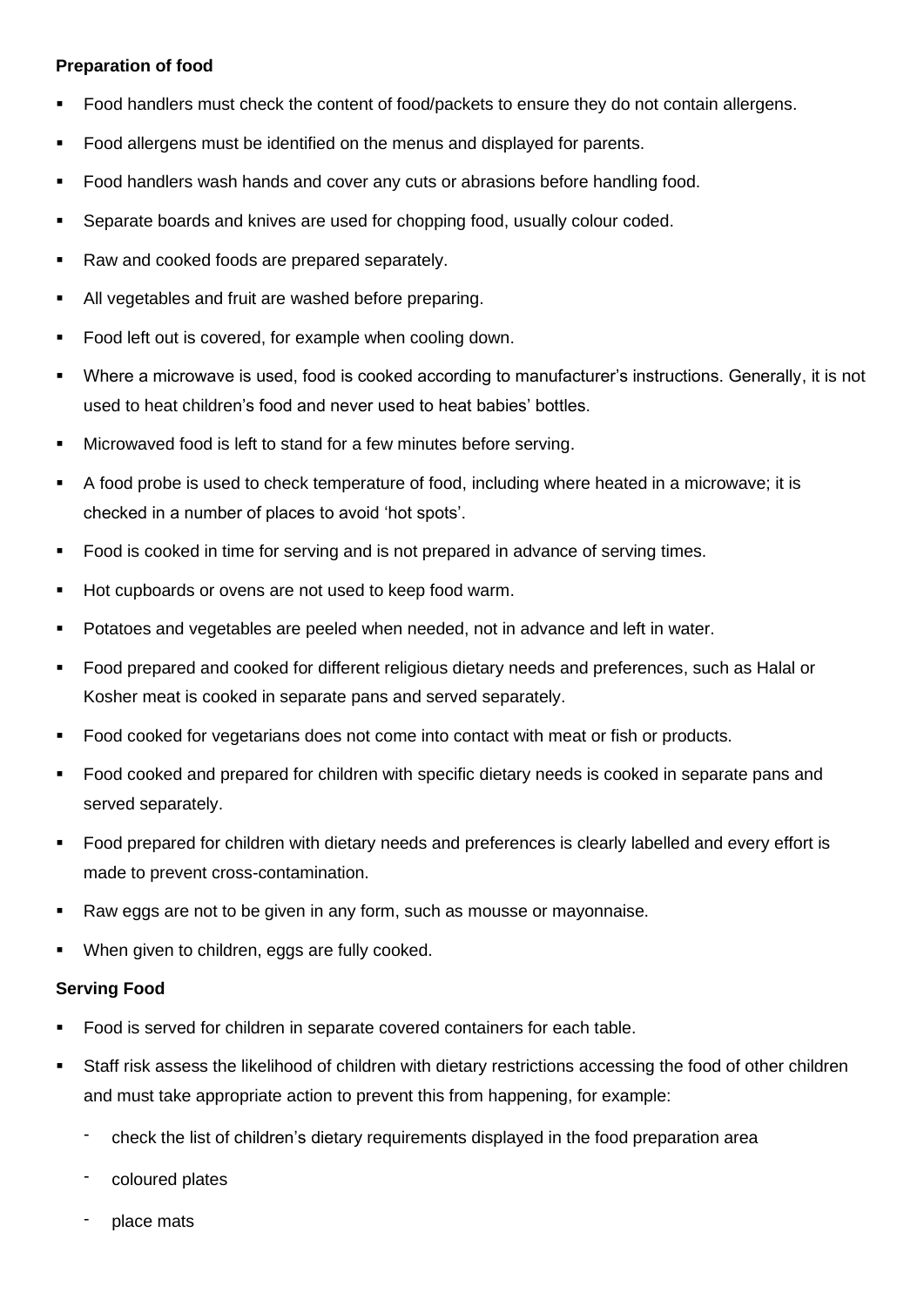**Preparation of food**

- Food handlers must check the content of food/packets to ensure they do not contain allergens.
- Food allergens must be identified on the menus and displayed for parents.
- Food handlers wash hands and cover any cuts or abrasions before handling food.
- Separate boards and knives are used for chopping food, usually colour coded.
- Raw and cooked foods are prepared separately.
- All vegetables and fruit are washed before preparing.
- Food left out is covered, for example when cooling down.
- Where a microwave is used, food is cooked according to manufacturer's instructions. Generally, it is not used to heat children's food and never used to heat babies' bottles.
- Microwaved food is left to stand for a few minutes before serving.
- A food probe is used to check temperature of food, including where heated in a microwave; it is checked in a number of places to avoid 'hot spots'.
- Food is cooked in time for serving and is not prepared in advance of serving times.
- Hot cupboards or ovens are not used to keep food warm.
- Potatoes and vegetables are peeled when needed, not in advance and left in water.
- Food prepared and cooked for different religious dietary needs and preferences, such as Halal or Kosher meat is cooked in separate pans and served separately.
- Food cooked for vegetarians does not come into contact with meat or fish or products.
- Food cooked and prepared for children with specific dietary needs is cooked in separate pans and served separately.
- Food prepared for children with dietary needs and preferences is clearly labelled and every effort is made to prevent cross-contamination.
- Raw eggs are not to be given in any form, such as mousse or mayonnaise.
- When given to children, eggs are fully cooked.

**Serving Food**

- Food is served for children in separate covered containers for each table.
- Staff risk assess the likelihood of children with dietary restrictions accessing the food of other children and must take appropriate action to prevent this from happening, for example:
  - check the list of children's dietary requirements displayed in the food preparation area
  - coloured plates
  - place mats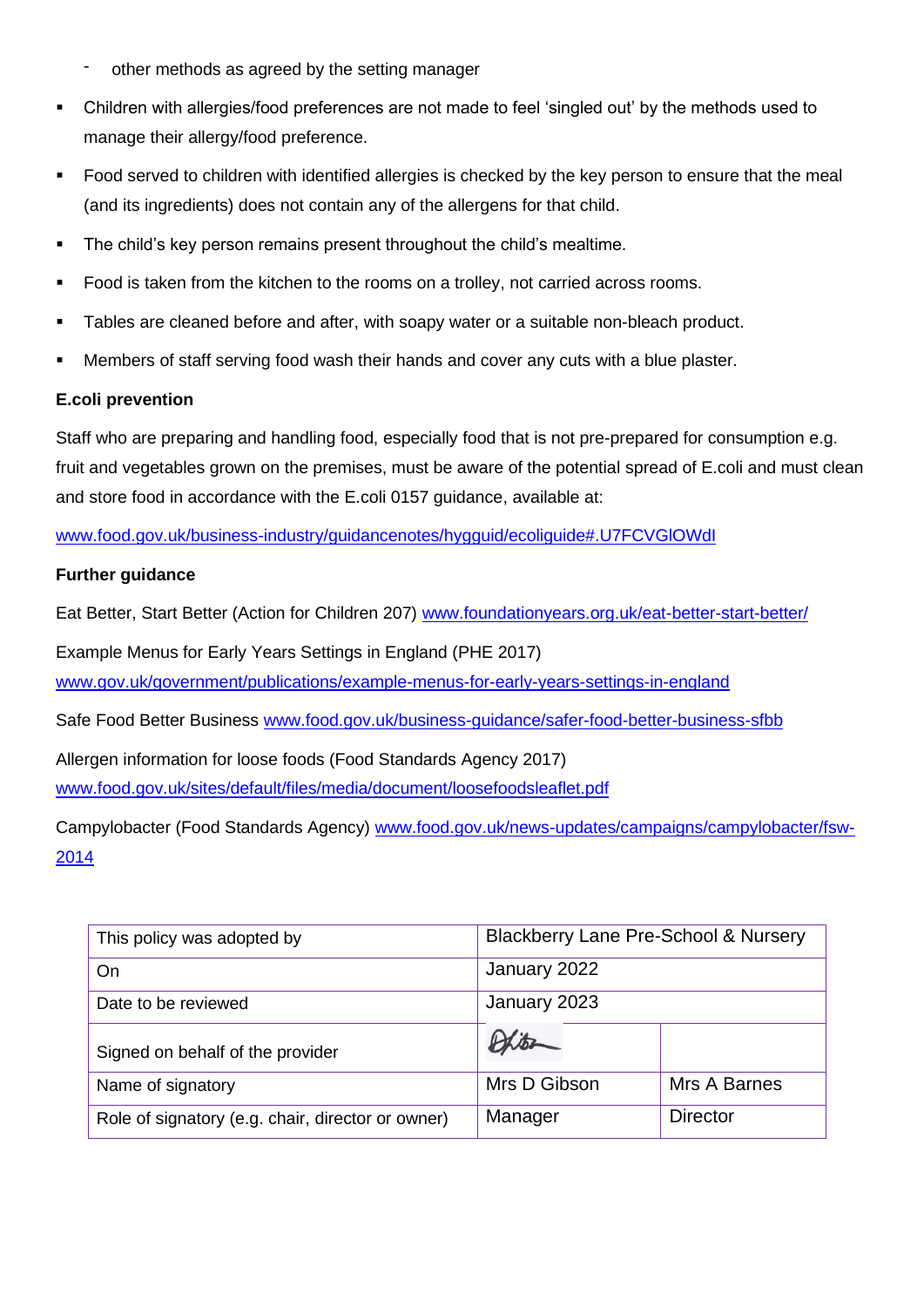- other methods as agreed by the setting manager

- Children with allergies/food preferences are not made to feel 'singled out' by the methods used to manage their allergy/food preference.
- Food served to children with identified allergies is checked by the key person to ensure that the meal (and its ingredients) does not contain any of the allergens for that child.
- The child's key person remains present throughout the child's mealtime.
- Food is taken from the kitchen to the rooms on a trolley, not carried across rooms.
- Tables are cleaned before and after, with soapy water or a suitable non-bleach product.
- Members of staff serving food wash their hands and cover any cuts with a blue plaster.

**E.coli prevention**

Staff who are preparing and handling food, especially food that is not pre-prepared for consumption e.g. fruit and vegetables grown on the premises, must be aware of the potential spread of E.coli and must clean and store food in accordance with the E.coli 0157 guidance, available at:

www.food.gov.uk/business-industry/guidancenotes/hygguid/ecoliguide#.U7FCVGlOWdI

**Further guidance**

Eat Better, Start Better (Action for Children 207) www.foundationyears.org.uk/eat-better-start-better/

Example Menus for Early Years Settings in England (PHE 2017)
www.gov.uk/government/publications/example-menus-for-early-years-settings-in-england

Safe Food Better Business www.food.gov.uk/business-guidance/safer-food-better-business-sfbb

Allergen information for loose foods (Food Standards Agency 2017)
www.food.gov.uk/sites/default/files/media/document/loosefoodsleaflet.pdf

Campylobacter (Food Standards Agency) www.food.gov.uk/news-updates/campaigns/campylobacter/fsw-2014

| | | |
|---|---|---|
| This policy was adopted by | Blackberry Lane Pre-School & Nursery | |
| On | January 2022 | |
| Date to be reviewed | January 2023 | |
| Signed on behalf of the provider | [signature] | |
| Name of signatory | Mrs D Gibson | Mrs A Barnes |
| Role of signatory (e.g. chair, director or owner) | Manager | Director |